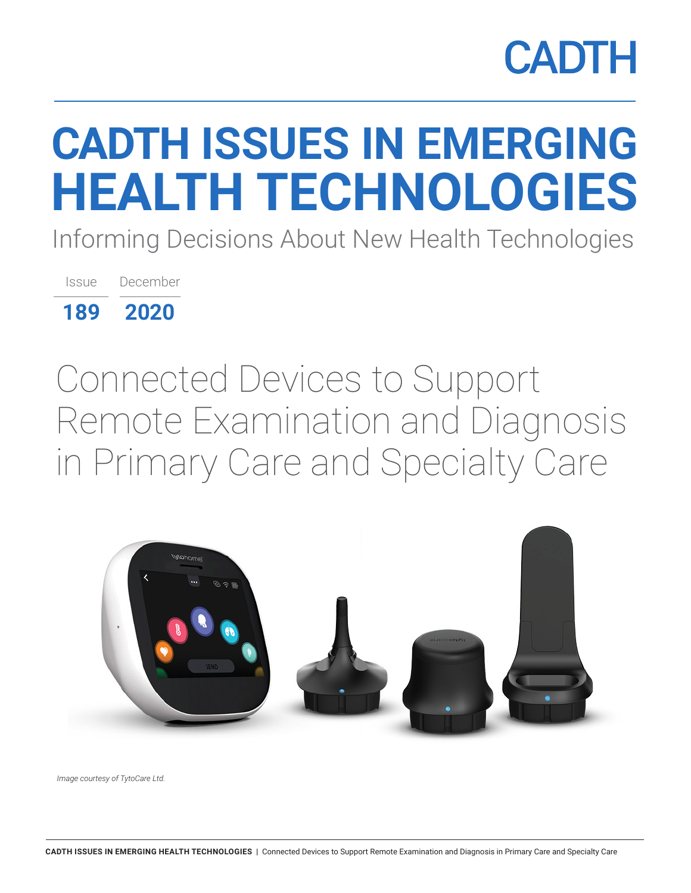CADTH

# CADTH ISSUES IN EMERGING HEALTH TECHNOLOGIES

Informing Decisions About New Health Technologies

| Issue | December |
| --- | --- |
| **189** | **2020** |

## Connected Devices to Support Remote Examination and Diagnosis in Primary Care and Specialty Care

*Image courtesy of TytoCare Ltd.*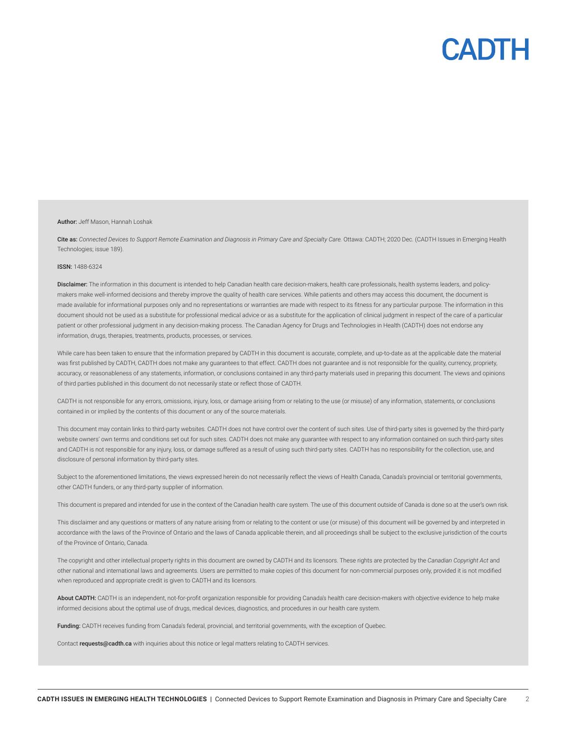**Author:** Jeff Mason, Hannah Loshak

**Cite as:** *Connected Devices to Support Remote Examination and Diagnosis in Primary Care and Specialty Care.* Ottawa: CADTH; 2020 Dec. (CADTH Issues in Emerging Health Technologies; issue 189).

**ISSN:** 1488-6324

**Disclaimer:** The information in this document is intended to help Canadian health care decision-makers, health care professionals, health systems leaders, and policy-makers make well-informed decisions and thereby improve the quality of health care services. While patients and others may access this document, the document is made available for informational purposes only and no representations or warranties are made with respect to its fitness for any particular purpose. The information in this document should not be used as a substitute for professional medical advice or as a substitute for the application of clinical judgment in respect of the care of a particular patient or other professional judgment in any decision-making process. The Canadian Agency for Drugs and Technologies in Health (CADTH) does not endorse any information, drugs, therapies, treatments, products, processes, or services.

While care has been taken to ensure that the information prepared by CADTH in this document is accurate, complete, and up-to-date as at the applicable date the material was first published by CADTH, CADTH does not make any guarantees to that effect. CADTH does not guarantee and is not responsible for the quality, currency, propriety, accuracy, or reasonableness of any statements, information, or conclusions contained in any third-party materials used in preparing this document. The views and opinions of third parties published in this document do not necessarily state or reflect those of CADTH.

CADTH is not responsible for any errors, omissions, injury, loss, or damage arising from or relating to the use (or misuse) of any information, statements, or conclusions contained in or implied by the contents of this document or any of the source materials.

This document may contain links to third-party websites. CADTH does not have control over the content of such sites. Use of third-party sites is governed by the third-party website owners' own terms and conditions set out for such sites. CADTH does not make any guarantee with respect to any information contained on such third-party sites and CADTH is not responsible for any injury, loss, or damage suffered as a result of using such third-party sites. CADTH has no responsibility for the collection, use, and disclosure of personal information by third-party sites.

Subject to the aforementioned limitations, the views expressed herein do not necessarily reflect the views of Health Canada, Canada's provincial or territorial governments, other CADTH funders, or any third-party supplier of information.

This document is prepared and intended for use in the context of the Canadian health care system. The use of this document outside of Canada is done so at the user's own risk.

This disclaimer and any questions or matters of any nature arising from or relating to the content or use (or misuse) of this document will be governed by and interpreted in accordance with the laws of the Province of Ontario and the laws of Canada applicable therein, and all proceedings shall be subject to the exclusive jurisdiction of the courts of the Province of Ontario, Canada.

The copyright and other intellectual property rights in this document are owned by CADTH and its licensors. These rights are protected by the *Canadian Copyright Act* and other national and international laws and agreements. Users are permitted to make copies of this document for non-commercial purposes only, provided it is not modified when reproduced and appropriate credit is given to CADTH and its licensors.

**About CADTH:** CADTH is an independent, not-for-profit organization responsible for providing Canada's health care decision-makers with objective evidence to help make informed decisions about the optimal use of drugs, medical devices, diagnostics, and procedures in our health care system.

**Funding:** CADTH receives funding from Canada's federal, provincial, and territorial governments, with the exception of Quebec.

Contact **requests@cadth.ca** with inquiries about this notice or legal matters relating to CADTH services.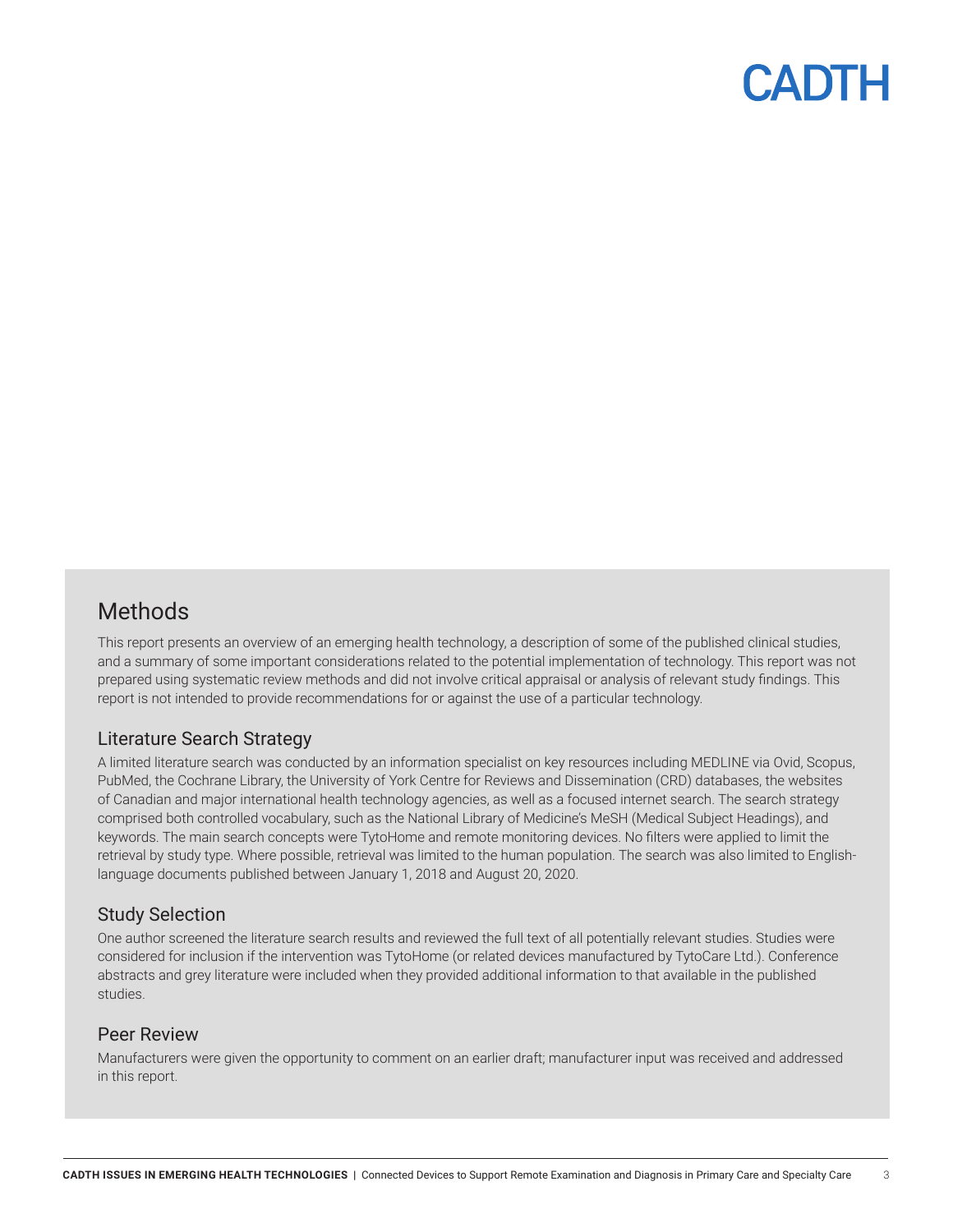## Methods

This report presents an overview of an emerging health technology, a description of some of the published clinical studies, and a summary of some important considerations related to the potential implementation of technology. This report was not prepared using systematic review methods and did not involve critical appraisal or analysis of relevant study findings. This report is not intended to provide recommendations for or against the use of a particular technology.

### Literature Search Strategy

A limited literature search was conducted by an information specialist on key resources including MEDLINE via Ovid, Scopus, PubMed, the Cochrane Library, the University of York Centre for Reviews and Dissemination (CRD) databases, the websites of Canadian and major international health technology agencies, as well as a focused internet search. The search strategy comprised both controlled vocabulary, such as the National Library of Medicine's MeSH (Medical Subject Headings), and keywords. The main search concepts were TytoHome and remote monitoring devices. No filters were applied to limit the retrieval by study type. Where possible, retrieval was limited to the human population. The search was also limited to English-language documents published between January 1, 2018 and August 20, 2020.

### Study Selection

One author screened the literature search results and reviewed the full text of all potentially relevant studies. Studies were considered for inclusion if the intervention was TytoHome (or related devices manufactured by TytoCare Ltd.). Conference abstracts and grey literature were included when they provided additional information to that available in the published studies.

### Peer Review

Manufacturers were given the opportunity to comment on an earlier draft; manufacturer input was received and addressed in this report.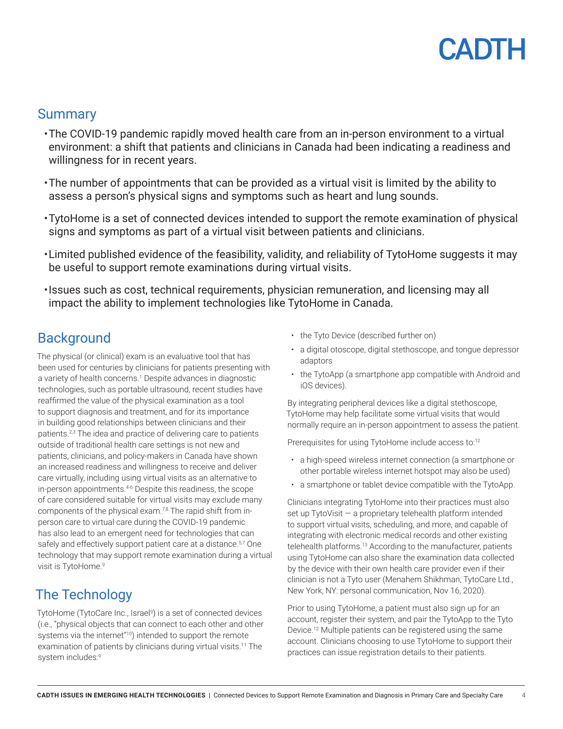## Summary

- The COVID-19 pandemic rapidly moved health care from an in-person environment to a virtual environment: a shift that patients and clinicians in Canada had been indicating a readiness and willingness for in recent years.
- The number of appointments that can be provided as a virtual visit is limited by the ability to assess a person's physical signs and symptoms such as heart and lung sounds.
- TytoHome is a set of connected devices intended to support the remote examination of physical signs and symptoms as part of a virtual visit between patients and clinicians.
- Limited published evidence of the feasibility, validity, and reliability of TytoHome suggests it may be useful to support remote examinations during virtual visits.
- Issues such as cost, technical requirements, physician remuneration, and licensing may all impact the ability to implement technologies like TytoHome in Canada.

## Background

The physical (or clinical) exam is an evaluative tool that has been used for centuries by clinicians for patients presenting with a variety of health concerns.[1] Despite advances in diagnostic technologies, such as portable ultrasound, recent studies have reaffirmed the value of the physical examination as a tool to support diagnosis and treatment, and for its importance in building good relationships between clinicians and their patients.[2,3] The idea and practice of delivering care to patients outside of traditional health care settings is not new and patients, clinicians, and policy-makers in Canada have shown an increased readiness and willingness to receive and deliver care virtually, including using virtual visits as an alternative to in-person appointments.[4-6] Despite this readiness, the scope of care considered suitable for virtual visits may exclude many components of the physical exam.[7,8] The rapid shift from in-person care to virtual care during the COVID-19 pandemic has also lead to an emergent need for technologies that can safely and effectively support patient care at a distance.[5,7] One technology that may support remote examination during a virtual visit is TytoHome.[9]

## The Technology

TytoHome (TytoCare Inc., Israel[9]) is a set of connected devices (i.e., "physical objects that can connect to each other and other systems via the internet"[10]) intended to support the remote examination of patients by clinicians during virtual visits.[11] The system includes:[9]

- the Tyto Device (described further on)
- a digital otoscope, digital stethoscope, and tongue depressor adaptors
- the TytoApp (a smartphone app compatible with Android and iOS devices).

By integrating peripheral devices like a digital stethoscope, TytoHome may help facilitate some virtual visits that would normally require an in-person appointment to assess the patient.

Prerequisites for using TytoHome include access to:[12]

- a high-speed wireless internet connection (a smartphone or other portable wireless internet hotspot may also be used)
- a smartphone or tablet device compatible with the TytoApp.

Clinicians integrating TytoHome into their practices must also set up TytoVisit — a proprietary telehealth platform intended to support virtual visits, scheduling, and more, and capable of integrating with electronic medical records and other existing telehealth platforms.[13] According to the manufacturer, patients using TytoHome can also share the examination data collected by the device with their own health care provider even if their clinician is not a Tyto user (Menahem Shikhman, TytoCare Ltd., New York, NY: personal communication, Nov 16, 2020).

Prior to using TytoHome, a patient must also sign up for an account, register their system, and pair the TytoApp to the Tyto Device.[12] Multiple patients can be registered using the same account. Clinicians choosing to use TytoHome to support their practices can issue registration details to their patients.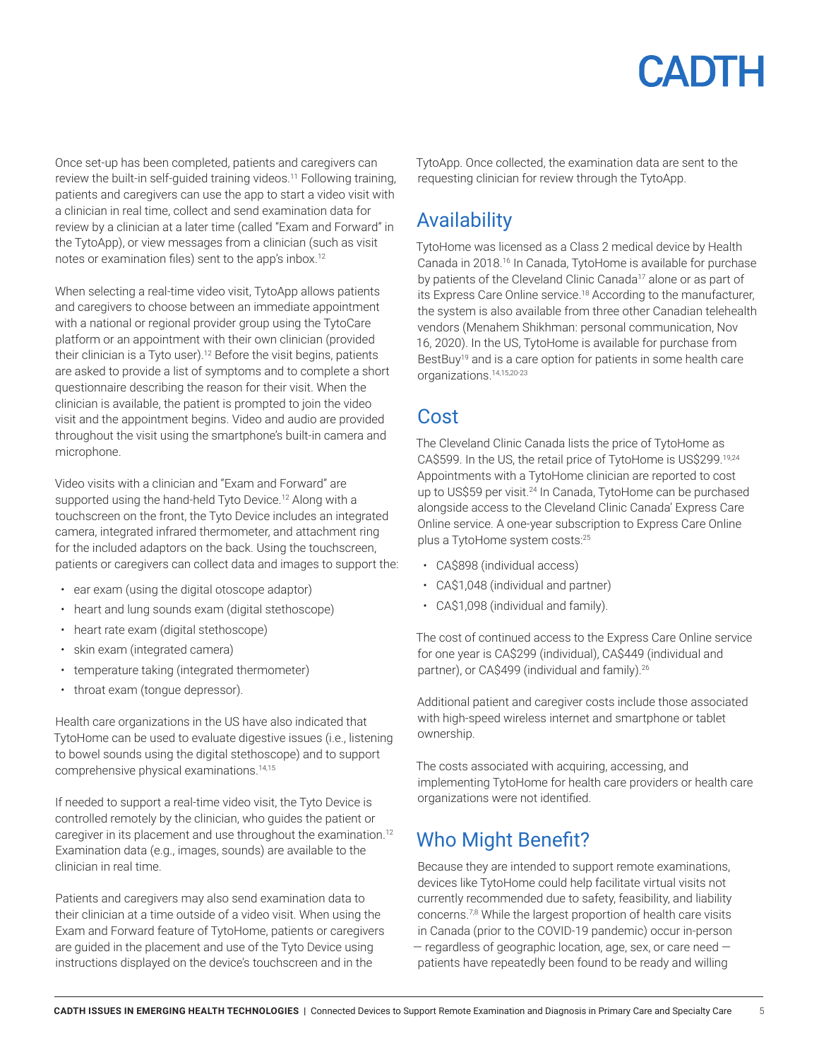Once set-up has been completed, patients and caregivers can review the built-in self-guided training videos.[11] Following training, patients and caregivers can use the app to start a video visit with a clinician in real time, collect and send examination data for review by a clinician at a later time (called "Exam and Forward" in the TytoApp), or view messages from a clinician (such as visit notes or examination files) sent to the app's inbox.[12]

When selecting a real-time video visit, TytoApp allows patients and caregivers to choose between an immediate appointment with a national or regional provider group using the TytoCare platform or an appointment with their own clinician (provided their clinician is a Tyto user).[12] Before the visit begins, patients are asked to provide a list of symptoms and to complete a short questionnaire describing the reason for their visit. When the clinician is available, the patient is prompted to join the video visit and the appointment begins. Video and audio are provided throughout the visit using the smartphone's built-in camera and microphone.

Video visits with a clinician and "Exam and Forward" are supported using the hand-held Tyto Device.[12] Along with a touchscreen on the front, the Tyto Device includes an integrated camera, integrated infrared thermometer, and attachment ring for the included adaptors on the back. Using the touchscreen, patients or caregivers can collect data and images to support the:

- ear exam (using the digital otoscope adaptor)
- heart and lung sounds exam (digital stethoscope)
- heart rate exam (digital stethoscope)
- skin exam (integrated camera)
- temperature taking (integrated thermometer)
- throat exam (tongue depressor).

Health care organizations in the US have also indicated that TytoHome can be used to evaluate digestive issues (i.e., listening to bowel sounds using the digital stethoscope) and to support comprehensive physical examinations.[14,15]

If needed to support a real-time video visit, the Tyto Device is controlled remotely by the clinician, who guides the patient or caregiver in its placement and use throughout the examination.[12] Examination data (e.g., images, sounds) are available to the clinician in real time.

Patients and caregivers may also send examination data to their clinician at a time outside of a video visit. When using the Exam and Forward feature of TytoHome, patients or caregivers are guided in the placement and use of the Tyto Device using instructions displayed on the device's touchscreen and in the TytoApp. Once collected, the examination data are sent to the requesting clinician for review through the TytoApp.

## Availability

TytoHome was licensed as a Class 2 medical device by Health Canada in 2018.[16] In Canada, TytoHome is available for purchase by patients of the Cleveland Clinic Canada[17] alone or as part of its Express Care Online service.[18] According to the manufacturer, the system is also available from three other Canadian telehealth vendors (Menahem Shikhman: personal communication, Nov 16, 2020). In the US, TytoHome is available for purchase from BestBuy[19] and is a care option for patients in some health care organizations.[14,15,20-23]

## Cost

The Cleveland Clinic Canada lists the price of TytoHome as CA$599. In the US, the retail price of TytoHome is US$299.[19,24] Appointments with a TytoHome clinician are reported to cost up to US$59 per visit.[24] In Canada, TytoHome can be purchased alongside access to the Cleveland Clinic Canada' Express Care Online service. A one-year subscription to Express Care Online plus a TytoHome system costs:[25]

- CA$898 (individual access)
- CA$1,048 (individual and partner)
- CA$1,098 (individual and family).

The cost of continued access to the Express Care Online service for one year is CA$299 (individual), CA$449 (individual and partner), or CA$499 (individual and family).[26]

Additional patient and caregiver costs include those associated with high-speed wireless internet and smartphone or tablet ownership.

The costs associated with acquiring, accessing, and implementing TytoHome for health care providers or health care organizations were not identified.

## Who Might Benefit?

Because they are intended to support remote examinations, devices like TytoHome could help facilitate virtual visits not currently recommended due to safety, feasibility, and liability concerns.[7,8] While the largest proportion of health care visits in Canada (prior to the COVID-19 pandemic) occur in-person — regardless of geographic location, age, sex, or care need — patients have repeatedly been found to be ready and willing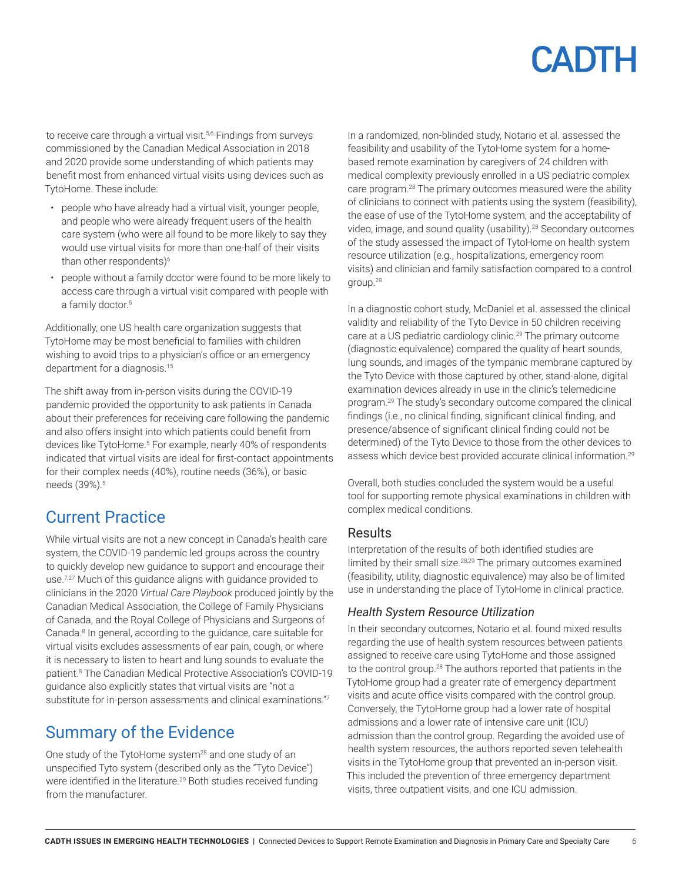to receive care through a virtual visit.[5,6] Findings from surveys commissioned by the Canadian Medical Association in 2018 and 2020 provide some understanding of which patients may benefit most from enhanced virtual visits using devices such as TytoHome. These include:

- people who have already had a virtual visit, younger people, and people who were already frequent users of the health care system (who were all found to be more likely to say they would use virtual visits for more than one-half of their visits than other respondents)[6]
- people without a family doctor were found to be more likely to access care through a virtual visit compared with people with a family doctor.[5]

Additionally, one US health care organization suggests that TytoHome may be most beneficial to families with children wishing to avoid trips to a physician's office or an emergency department for a diagnosis.[15]

The shift away from in-person visits during the COVID-19 pandemic provided the opportunity to ask patients in Canada about their preferences for receiving care following the pandemic and also offers insight into which patients could benefit from devices like TytoHome.[5] For example, nearly 40% of respondents indicated that virtual visits are ideal for first-contact appointments for their complex needs (40%), routine needs (36%), or basic needs (39%).[5]

## Current Practice

While virtual visits are not a new concept in Canada's health care system, the COVID-19 pandemic led groups across the country to quickly develop new guidance to support and encourage their use.[7,27] Much of this guidance aligns with guidance provided to clinicians in the 2020 *Virtual Care Playbook* produced jointly by the Canadian Medical Association, the College of Family Physicians of Canada, and the Royal College of Physicians and Surgeons of Canada.[8] In general, according to the guidance, care suitable for virtual visits excludes assessments of ear pain, cough, or where it is necessary to listen to heart and lung sounds to evaluate the patient.[8] The Canadian Medical Protective Association's COVID-19 guidance also explicitly states that virtual visits are "not a substitute for in-person assessments and clinical examinations."[7]

## Summary of the Evidence

One study of the TytoHome system[28] and one study of an unspecified Tyto system (described only as the "Tyto Device") were identified in the literature.[29] Both studies received funding from the manufacturer.

In a randomized, non-blinded study, Notario et al. assessed the feasibility and usability of the TytoHome system for a home-based remote examination by caregivers of 24 children with medical complexity previously enrolled in a US pediatric complex care program.[28] The primary outcomes measured were the ability of clinicians to connect with patients using the system (feasibility), the ease of use of the TytoHome system, and the acceptability of video, image, and sound quality (usability).[28] Secondary outcomes of the study assessed the impact of TytoHome on health system resource utilization (e.g., hospitalizations, emergency room visits) and clinician and family satisfaction compared to a control group.[28]

In a diagnostic cohort study, McDaniel et al. assessed the clinical validity and reliability of the Tyto Device in 50 children receiving care at a US pediatric cardiology clinic.[29] The primary outcome (diagnostic equivalence) compared the quality of heart sounds, lung sounds, and images of the tympanic membrane captured by the Tyto Device with those captured by other, stand-alone, digital examination devices already in use in the clinic's telemedicine program.[29] The study's secondary outcome compared the clinical findings (i.e., no clinical finding, significant clinical finding, and presence/absence of significant clinical finding could not be determined) of the Tyto Device to those from the other devices to assess which device best provided accurate clinical information.[29]

Overall, both studies concluded the system would be a useful tool for supporting remote physical examinations in children with complex medical conditions.

### Results

Interpretation of the results of both identified studies are limited by their small size.[28,29] The primary outcomes examined (feasibility, utility, diagnostic equivalence) may also be of limited use in understanding the place of TytoHome in clinical practice.

#### *Health System Resource Utilization*

In their secondary outcomes, Notario et al. found mixed results regarding the use of health system resources between patients assigned to receive care using TytoHome and those assigned to the control group.[28] The authors reported that patients in the TytoHome group had a greater rate of emergency department visits and acute office visits compared with the control group. Conversely, the TytoHome group had a lower rate of hospital admissions and a lower rate of intensive care unit (ICU) admission than the control group. Regarding the avoided use of health system resources, the authors reported seven telehealth visits in the TytoHome group that prevented an in-person visit. This included the prevention of three emergency department visits, three outpatient visits, and one ICU admission.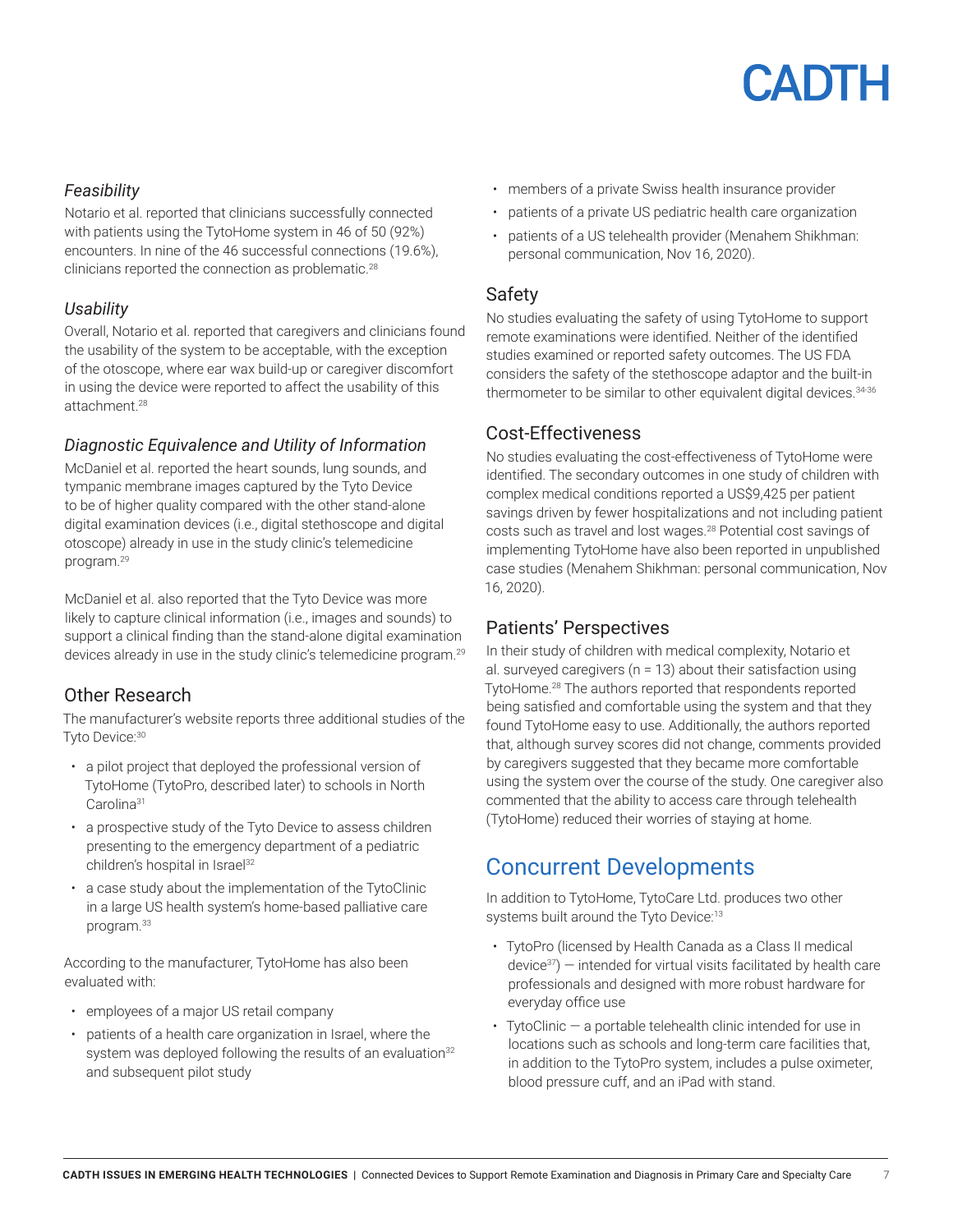### *Feasibility*

Notario et al. reported that clinicians successfully connected with patients using the TytoHome system in 46 of 50 (92%) encounters. In nine of the 46 successful connections (19.6%), clinicians reported the connection as problematic.[28]

### *Usability*

Overall, Notario et al. reported that caregivers and clinicians found the usability of the system to be acceptable, with the exception of the otoscope, where ear wax build-up or caregiver discomfort in using the device were reported to affect the usability of this attachment.[28]

### *Diagnostic Equivalence and Utility of Information*

McDaniel et al. reported the heart sounds, lung sounds, and tympanic membrane images captured by the Tyto Device to be of higher quality compared with the other stand-alone digital examination devices (i.e., digital stethoscope and digital otoscope) already in use in the study clinic's telemedicine program.[29]

McDaniel et al. also reported that the Tyto Device was more likely to capture clinical information (i.e., images and sounds) to support a clinical finding than the stand-alone digital examination devices already in use in the study clinic's telemedicine program.[29]

## Other Research

The manufacturer's website reports three additional studies of the Tyto Device:[30]

- a pilot project that deployed the professional version of TytoHome (TytoPro, described later) to schools in North Carolina[31]
- a prospective study of the Tyto Device to assess children presenting to the emergency department of a pediatric children's hospital in Israel[32]
- a case study about the implementation of the TytoClinic in a large US health system's home-based palliative care program.[33]

According to the manufacturer, TytoHome has also been evaluated with:

- employees of a major US retail company
- patients of a health care organization in Israel, where the system was deployed following the results of an evaluation[32] and subsequent pilot study
- members of a private Swiss health insurance provider
- patients of a private US pediatric health care organization
- patients of a US telehealth provider (Menahem Shikhman: personal communication, Nov 16, 2020).

## Safety

No studies evaluating the safety of using TytoHome to support remote examinations were identified. Neither of the identified studies examined or reported safety outcomes. The US FDA considers the safety of the stethoscope adaptor and the built-in thermometer to be similar to other equivalent digital devices.[34-36]

## Cost-Effectiveness

No studies evaluating the cost-effectiveness of TytoHome were identified. The secondary outcomes in one study of children with complex medical conditions reported a US$9,425 per patient savings driven by fewer hospitalizations and not including patient costs such as travel and lost wages.[28] Potential cost savings of implementing TytoHome have also been reported in unpublished case studies (Menahem Shikhman: personal communication, Nov 16, 2020).

## Patients' Perspectives

In their study of children with medical complexity, Notario et al. surveyed caregivers (n = 13) about their satisfaction using TytoHome.[28] The authors reported that respondents reported being satisfied and comfortable using the system and that they found TytoHome easy to use. Additionally, the authors reported that, although survey scores did not change, comments provided by caregivers suggested that they became more comfortable using the system over the course of the study. One caregiver also commented that the ability to access care through telehealth (TytoHome) reduced their worries of staying at home.

# Concurrent Developments

In addition to TytoHome, TytoCare Ltd. produces two other systems built around the Tyto Device:[13]

- TytoPro (licensed by Health Canada as a Class II medical device[37]) — intended for virtual visits facilitated by health care professionals and designed with more robust hardware for everyday office use
- TytoClinic — a portable telehealth clinic intended for use in locations such as schools and long-term care facilities that, in addition to the TytoPro system, includes a pulse oximeter, blood pressure cuff, and an iPad with stand.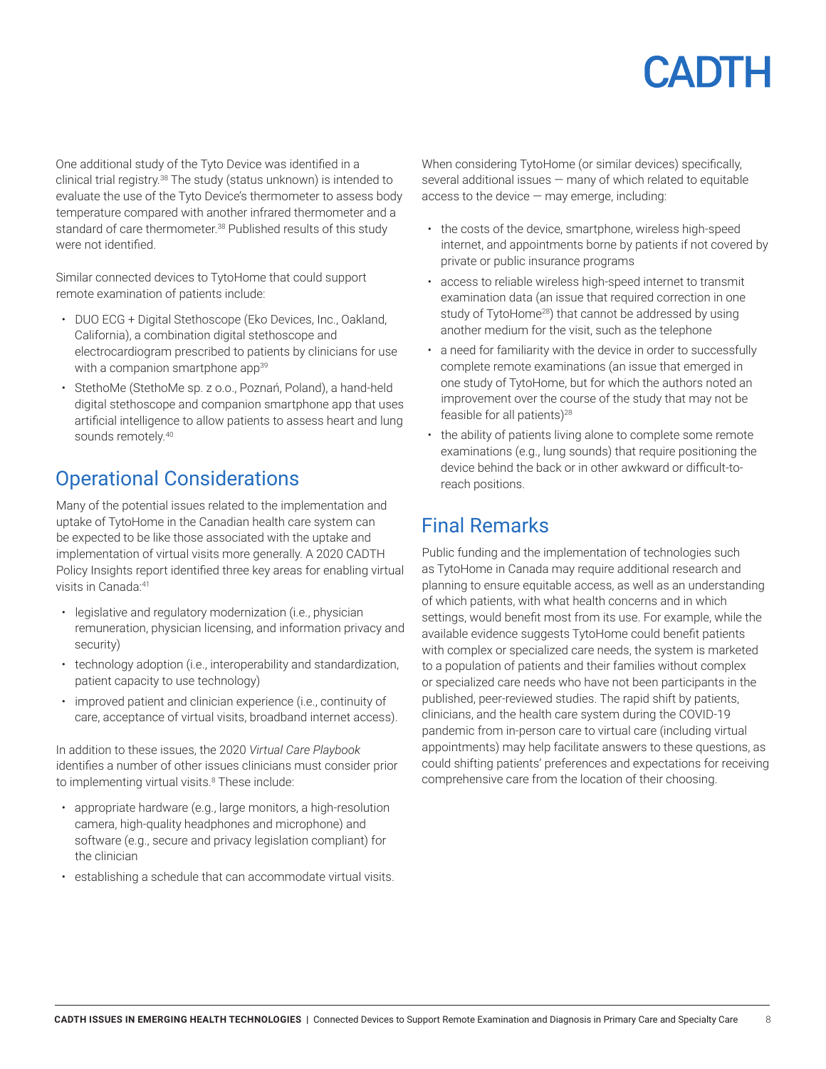One additional study of the Tyto Device was identified in a clinical trial registry.[38] The study (status unknown) is intended to evaluate the use of the Tyto Device's thermometer to assess body temperature compared with another infrared thermometer and a standard of care thermometer.[38] Published results of this study were not identified.

Similar connected devices to TytoHome that could support remote examination of patients include:

- DUO ECG + Digital Stethoscope (Eko Devices, Inc., Oakland, California), a combination digital stethoscope and electrocardiogram prescribed to patients by clinicians for use with a companion smartphone app[39]
- StethoMe (StethoMe sp. z o.o., Poznań, Poland), a hand-held digital stethoscope and companion smartphone app that uses artificial intelligence to allow patients to assess heart and lung sounds remotely.[40]

## Operational Considerations

Many of the potential issues related to the implementation and uptake of TytoHome in the Canadian health care system can be expected to be like those associated with the uptake and implementation of virtual visits more generally. A 2020 CADTH Policy Insights report identified three key areas for enabling virtual visits in Canada:[41]

- legislative and regulatory modernization (i.e., physician remuneration, physician licensing, and information privacy and security)
- technology adoption (i.e., interoperability and standardization, patient capacity to use technology)
- improved patient and clinician experience (i.e., continuity of care, acceptance of virtual visits, broadband internet access).

In addition to these issues, the 2020 *Virtual Care Playbook* identifies a number of other issues clinicians must consider prior to implementing virtual visits.[8] These include:

- appropriate hardware (e.g., large monitors, a high-resolution camera, high-quality headphones and microphone) and software (e.g., secure and privacy legislation compliant) for the clinician
- establishing a schedule that can accommodate virtual visits.

When considering TytoHome (or similar devices) specifically, several additional issues — many of which related to equitable access to the device — may emerge, including:

- the costs of the device, smartphone, wireless high-speed internet, and appointments borne by patients if not covered by private or public insurance programs
- access to reliable wireless high-speed internet to transmit examination data (an issue that required correction in one study of TytoHome[28]) that cannot be addressed by using another medium for the visit, such as the telephone
- a need for familiarity with the device in order to successfully complete remote examinations (an issue that emerged in one study of TytoHome, but for which the authors noted an improvement over the course of the study that may not be feasible for all patients)[28]
- the ability of patients living alone to complete some remote examinations (e.g., lung sounds) that require positioning the device behind the back or in other awkward or difficult-to-reach positions.

## Final Remarks

Public funding and the implementation of technologies such as TytoHome in Canada may require additional research and planning to ensure equitable access, as well as an understanding of which patients, with what health concerns and in which settings, would benefit most from its use. For example, while the available evidence suggests TytoHome could benefit patients with complex or specialized care needs, the system is marketed to a population of patients and their families without complex or specialized care needs who have not been participants in the published, peer-reviewed studies. The rapid shift by patients, clinicians, and the health care system during the COVID-19 pandemic from in-person care to virtual care (including virtual appointments) may help facilitate answers to these questions, as could shifting patients' preferences and expectations for receiving comprehensive care from the location of their choosing.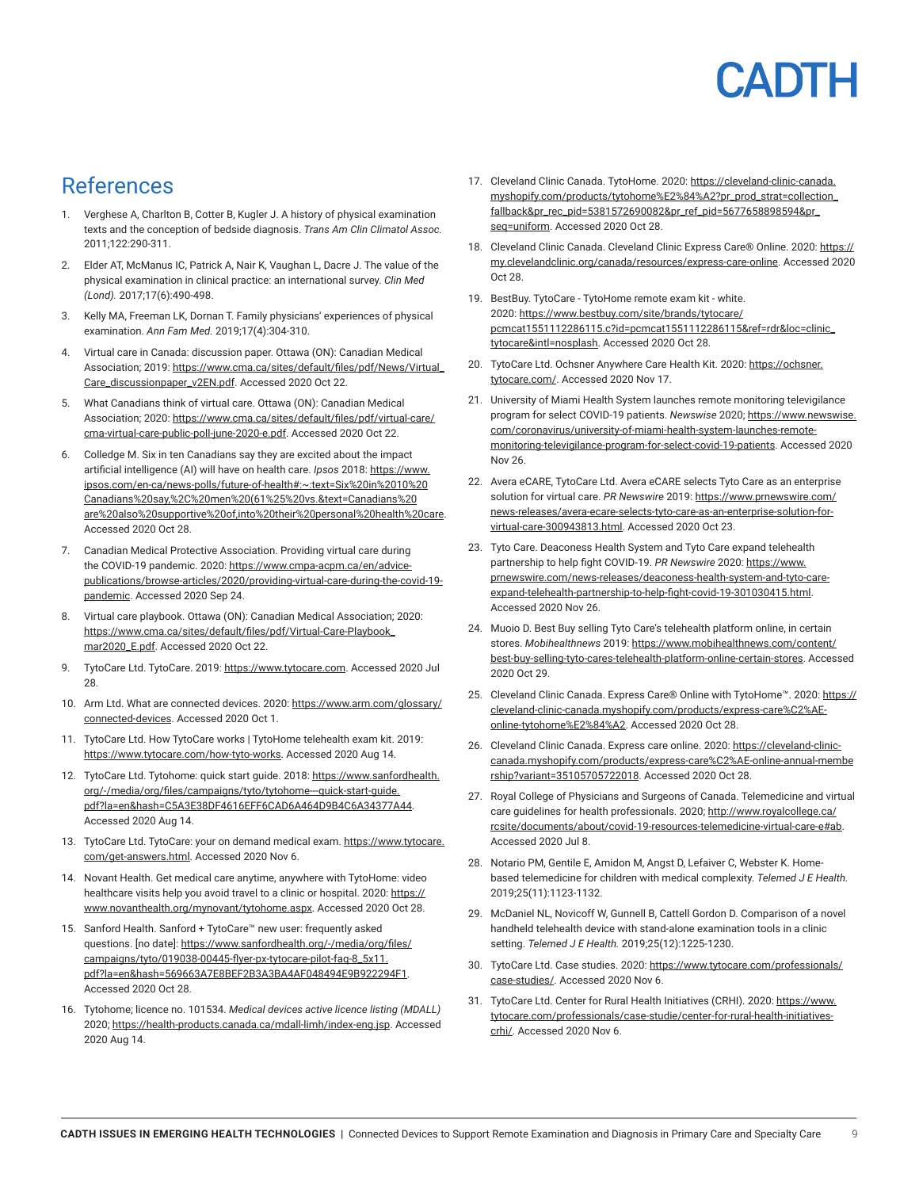## References

1. Verghese A, Charlton B, Cotter B, Kugler J. A history of physical examination texts and the conception of bedside diagnosis. *Trans Am Clin Climatol Assoc.* 2011;122:290-311.

2. Elder AT, McManus IC, Patrick A, Nair K, Vaughan L, Dacre J. The value of the physical examination in clinical practice: an international survey. *Clin Med (Lond).* 2017;17(6):490-498.

3. Kelly MA, Freeman LK, Dornan T. Family physicians' experiences of physical examination. *Ann Fam Med.* 2019;17(4):304-310.

4. Virtual care in Canada: discussion paper. Ottawa (ON): Canadian Medical Association; 2019: https://www.cma.ca/sites/default/files/pdf/News/Virtual_Care_discussionpaper_v2EN.pdf. Accessed 2020 Oct 22.

5. What Canadians think of virtual care. Ottawa (ON): Canadian Medical Association; 2020: https://www.cma.ca/sites/default/files/pdf/virtual-care/cma-virtual-care-public-poll-june-2020-e.pdf. Accessed 2020 Oct 22.

6. Colledge M. Six in ten Canadians say they are excited about the impact artificial intelligence (AI) will have on health care. *Ipsos* 2018: https://www.ipsos.com/en-ca/news-polls/future-of-health#:~:text=Six%20in%2010%20Canadians%20say,%2C%20men%20(61%25%20vs.&text=Canadians%20are%20also%20supportive%20of,into%20their%20personal%20health%20care. Accessed 2020 Oct 28.

7. Canadian Medical Protective Association. Providing virtual care during the COVID-19 pandemic. 2020: https://www.cmpa-acpm.ca/en/advice-publications/browse-articles/2020/providing-virtual-care-during-the-covid-19-pandemic. Accessed 2020 Sep 24.

8. Virtual care playbook. Ottawa (ON): Canadian Medical Association; 2020: https://www.cma.ca/sites/default/files/pdf/Virtual-Care-Playbook_mar2020_E.pdf. Accessed 2020 Oct 22.

9. TytoCare Ltd. TytoCare. 2019: https://www.tytocare.com. Accessed 2020 Jul 28.

10. Arm Ltd. What are connected devices. 2020: https://www.arm.com/glossary/connected-devices. Accessed 2020 Oct 1.

11. TytoCare Ltd. How TytoCare works | TytoHome telehealth exam kit. 2019: https://www.tytocare.com/how-tyto-works. Accessed 2020 Aug 14.

12. TytoCare Ltd. Tytohome: quick start guide. 2018: https://www.sanfordhealth.org/-/media/org/files/campaigns/tyto/tytohome---quick-start-guide.pdf?la=en&hash=C5A3E38DF4616EFF6CAD6A464D9B4C6A34377A44. Accessed 2020 Aug 14.

13. TytoCare Ltd. TytoCare: your on demand medical exam. https://www.tytocare.com/get-answers.html. Accessed 2020 Nov 6.

14. Novant Health. Get medical care anytime, anywhere with TytoHome: video healthcare visits help you avoid travel to a clinic or hospital. 2020: https://www.novanthealth.org/mynovant/tytohome.aspx. Accessed 2020 Oct 28.

15. Sanford Health. Sanford + TytoCare™ new user: frequently asked questions. [no date]: https://www.sanfordhealth.org/-/media/org/files/campaigns/tyto/019038-00445-flyer-px-tytocare-pilot-faq-8_5x11.pdf?la=en&hash=569663A7E8BEF2B3A3BA4AF048494E9B922294F1. Accessed 2020 Oct 28.

16. Tytohome; licence no. 101534. *Medical devices active licence listing (MDALL)* 2020; https://health-products.canada.ca/mdall-limh/index-eng.jsp. Accessed 2020 Aug 14.

17. Cleveland Clinic Canada. TytoHome. 2020: https://cleveland-clinic-canada.myshopify.com/products/tytohome%E2%84%A2?pr_prod_strat=collection_fallback&pr_rec_pid=5381572690082&pr_ref_pid=5677658898594&pr_seq=uniform. Accessed 2020 Oct 28.

18. Cleveland Clinic Canada. Cleveland Clinic Express Care® Online. 2020: https://my.clevelandclinic.org/canada/resources/express-care-online. Accessed 2020 Oct 28.

19. BestBuy. TytoCare - TytoHome remote exam kit - white. 2020: https://www.bestbuy.com/site/brands/tytocare/pcmcat1551112286115.c?id=pcmcat1551112286115&ref=rdr&loc=clinic_tytocare&intl=nosplash. Accessed 2020 Oct 28.

20. TytoCare Ltd. Ochsner Anywhere Care Health Kit. 2020: https://ochsner.tytocare.com/. Accessed 2020 Nov 17.

21. University of Miami Health System launches remote monitoring televigilance program for select COVID-19 patients. *Newswise* 2020; https://www.newswise.com/coronavirus/university-of-miami-health-system-launches-remote-monitoring-televigilance-program-for-select-covid-19-patients. Accessed 2020 Nov 26.

22. Avera eCARE, TytoCare Ltd. Avera eCARE selects Tyto Care as an enterprise solution for virtual care. *PR Newswire* 2019: https://www.prnewswire.com/news-releases/avera-ecare-selects-tyto-care-as-an-enterprise-solution-for-virtual-care-300943813.html. Accessed 2020 Oct 23.

23. Tyto Care. Deaconess Health System and Tyto Care expand telehealth partnership to help fight COVID-19. *PR Newswire* 2020: https://www.prnewswire.com/news-releases/deaconess-health-system-and-tyto-care-expand-telehealth-partnership-to-help-fight-covid-19-301030415.html. Accessed 2020 Nov 26.

24. Muoio D. Best Buy selling Tyto Care's telehealth platform online, in certain stores. *Mobihealthnews* 2019: https://www.mobihealthnews.com/content/best-buy-selling-tyto-cares-telehealth-platform-online-certain-stores. Accessed 2020 Oct 29.

25. Cleveland Clinic Canada. Express Care® Online with TytoHome™. 2020: https://cleveland-clinic-canada.myshopify.com/products/express-care%C2%AE-online-tytohome%E2%84%A2. Accessed 2020 Oct 28.

26. Cleveland Clinic Canada. Express care online. 2020: https://cleveland-clinic-canada.myshopify.com/products/express-care%C2%AE-online-annual-membership?variant=35105705722018. Accessed 2020 Oct 28.

27. Royal College of Physicians and Surgeons of Canada. Telemedicine and virtual care guidelines for health professionals. 2020; http://www.royalcollege.ca/rcsite/documents/about/covid-19-resources-telemedicine-virtual-care-e#ab. Accessed 2020 Jul 8.

28. Notario PM, Gentile E, Amidon M, Angst D, Lefaiver C, Webster K. Home-based telemedicine for children with medical complexity. *Telemed J E Health.* 2019;25(11):1123-1132.

29. McDaniel NL, Novicoff W, Gunnell B, Cattell Gordon D. Comparison of a novel handheld telehealth device with stand-alone examination tools in a clinic setting. *Telemed J E Health.* 2019;25(12):1225-1230.

30. TytoCare Ltd. Case studies. 2020: https://www.tytocare.com/professionals/case-studies/. Accessed 2020 Nov 6.

31. TytoCare Ltd. Center for Rural Health Initiatives (CRHI). 2020: https://www.tytocare.com/professionals/case-studie/center-for-rural-health-initiatives-crhi/. Accessed 2020 Nov 6.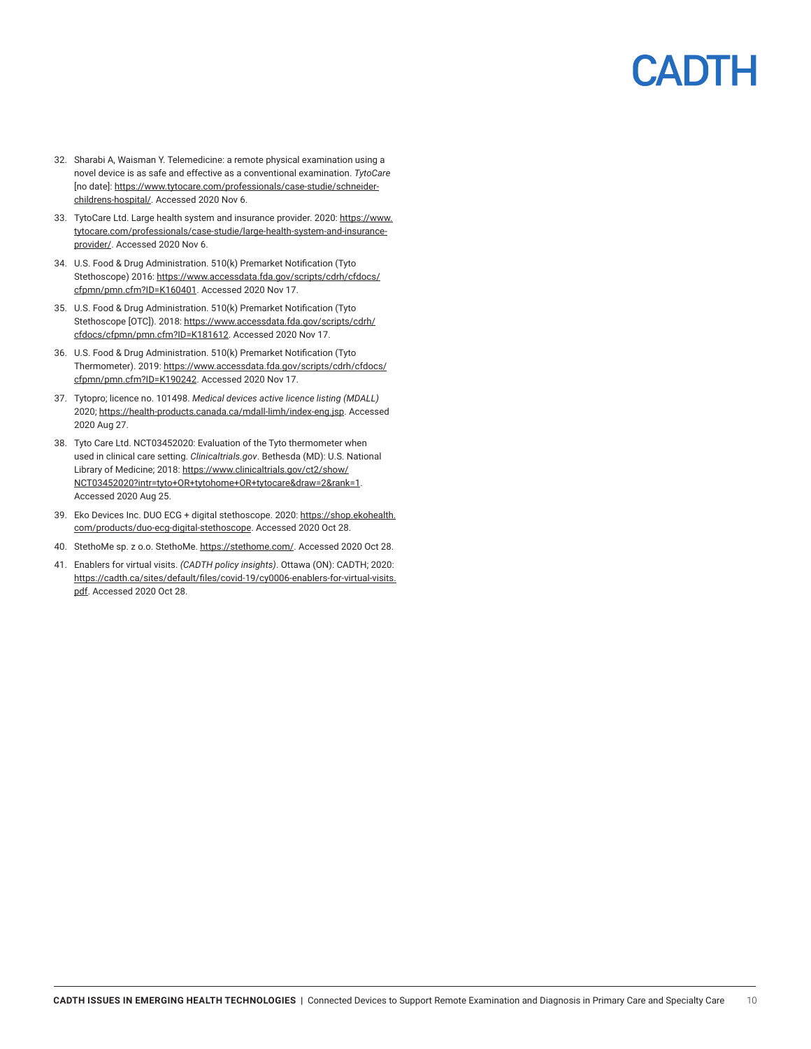32. Sharabi A, Waisman Y. Telemedicine: a remote physical examination using a novel device is as safe and effective as a conventional examination. *TytoCare* [no date]: https://www.tytocare.com/professionals/case-studie/schneider-childrens-hospital/. Accessed 2020 Nov 6.

33. TytoCare Ltd. Large health system and insurance provider. 2020: https://www.tytocare.com/professionals/case-studie/large-health-system-and-insurance-provider/. Accessed 2020 Nov 6.

34. U.S. Food & Drug Administration. 510(k) Premarket Notification (Tyto Stethoscope) 2016: https://www.accessdata.fda.gov/scripts/cdrh/cfdocs/cfpmn/pmn.cfm?ID=K160401. Accessed 2020 Nov 17.

35. U.S. Food & Drug Administration. 510(k) Premarket Notification (Tyto Stethoscope [OTC]). 2018: https://www.accessdata.fda.gov/scripts/cdrh/cfdocs/cfpmn/pmn.cfm?ID=K181612. Accessed 2020 Nov 17.

36. U.S. Food & Drug Administration. 510(k) Premarket Notification (Tyto Thermometer). 2019: https://www.accessdata.fda.gov/scripts/cdrh/cfdocs/cfpmn/pmn.cfm?ID=K190242. Accessed 2020 Nov 17.

37. Tytopro; licence no. 101498. *Medical devices active licence listing (MDALL)* 2020; https://health-products.canada.ca/mdall-limh/index-eng.jsp. Accessed 2020 Aug 27.

38. Tyto Care Ltd. NCT03452020: Evaluation of the Tyto thermometer when used in clinical care setting. *Clinicaltrials.gov*. Bethesda (MD): U.S. National Library of Medicine; 2018: https://www.clinicaltrials.gov/ct2/show/NCT03452020?intr=tyto+OR+tytohome+OR+tytocare&draw=2&rank=1. Accessed 2020 Aug 25.

39. Eko Devices Inc. DUO ECG + digital stethoscope. 2020: https://shop.ekohealth.com/products/duo-ecg-digital-stethoscope. Accessed 2020 Oct 28.

40. StethoMe sp. z o.o. StethoMe. https://stethome.com/. Accessed 2020 Oct 28.

41. Enablers for virtual visits. *(CADTH policy insights)*. Ottawa (ON): CADTH; 2020: https://cadth.ca/sites/default/files/covid-19/cy0006-enablers-for-virtual-visits.pdf. Accessed 2020 Oct 28.